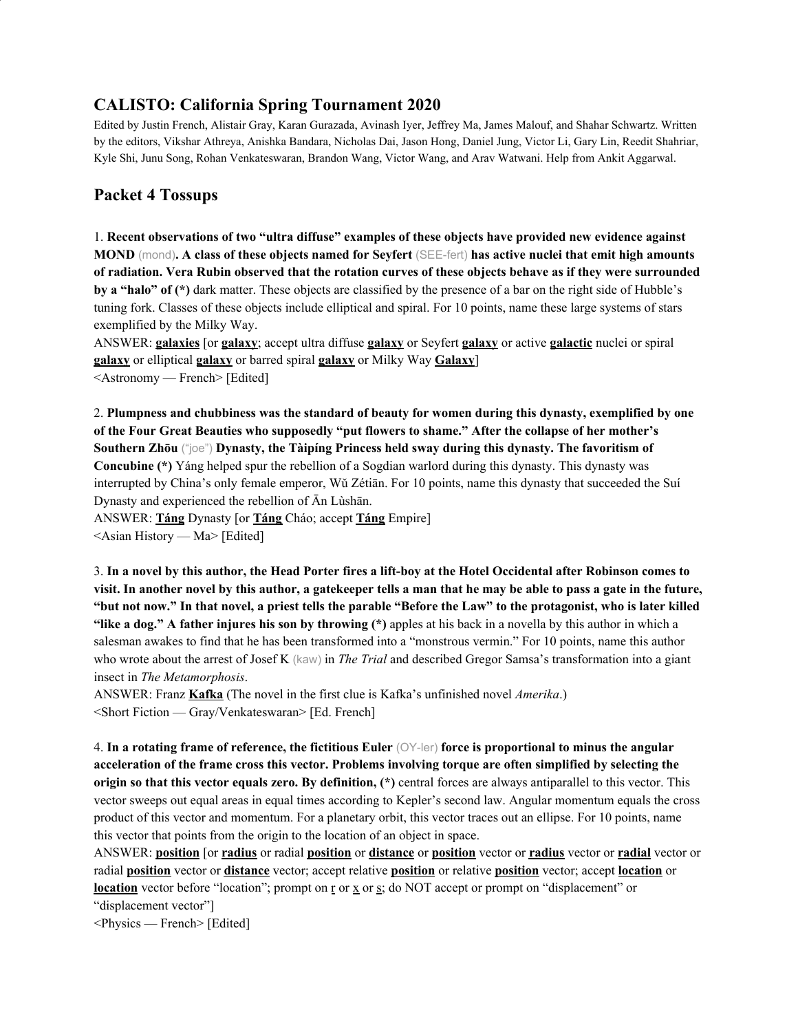## CALISTO: California Spring Tournament 2020

Edited by Justin French, Alistair Gray, Karan Gurazada, Avinash Iyer, Jeffrey Ma, James Malouf, and Shahar Schwartz. Written by the editors, Vikshar Athreya, Anishka Bandara, Nicholas Dai, Jason Hong, Daniel Jung, Victor Li, Gary Lin, Reedit Shahriar, Kyle Shi, Junu Song, Rohan Venkateswaran, Brandon Wang, Victor Wang, and Arav Watwani. Help from Ankit Aggarwal.

## Packet 4 Tossups

1. **Recent observations of two "ultra diffuse" examples of these objects have provided new evidence against MOND** (mond)**. A class of these objects named for Seyfert** (SEE-fert) **has active nuclei that emit high amounts of radiation. Vera Rubin observed that the rotation curves of these objects behave as if they were surrounded by a "halo" of (\*)** dark matter. These objects are classified by the presence of a bar on the right side of Hubble's tuning fork. Classes of these objects include elliptical and spiral. For 10 points, name these large systems of stars exemplified by the Milky Way.
ANSWER: **galaxies** [or **galaxy**; accept ultra diffuse **galaxy** or Seyfert **galaxy** or active **galactic** nuclei or spiral **galaxy** or elliptical **galaxy** or barred spiral **galaxy** or Milky Way **Galaxy**]
<Astronomy — French> [Edited]

2. **Plumpness and chubbiness was the standard of beauty for women during this dynasty, exemplified by one of the Four Great Beauties who supposedly "put flowers to shame." After the collapse of her mother's Southern Zhōu** ("joe") **Dynasty, the Tàipíng Princess held sway during this dynasty. The favoritism of Concubine (\*)** Yáng helped spur the rebellion of a Sogdian warlord during this dynasty. This dynasty was interrupted by China's only female emperor, Wǔ Zétiān. For 10 points, name this dynasty that succeeded the Suí Dynasty and experienced the rebellion of Ān Lùshān.
ANSWER: **Táng** Dynasty [or **Táng** Cháo; accept **Táng** Empire]
<Asian History — Ma> [Edited]

3. **In a novel by this author, the Head Porter fires a lift-boy at the Hotel Occidental after Robinson comes to visit. In another novel by this author, a gatekeeper tells a man that he may be able to pass a gate in the future, "but not now." In that novel, a priest tells the parable "Before the Law" to the protagonist, who is later killed "like a dog." A father injures his son by throwing (\*)** apples at his back in a novella by this author in which a salesman awakes to find that he has been transformed into a "monstrous vermin." For 10 points, name this author who wrote about the arrest of Josef K (kaw) in *The Trial* and described Gregor Samsa's transformation into a giant insect in *The Metamorphosis*.
ANSWER: Franz **Kafka** (The novel in the first clue is Kafka's unfinished novel *Amerika*.)
<Short Fiction — Gray/Venkateswaran> [Ed. French]

4. **In a rotating frame of reference, the fictitious Euler** (OY-ler) **force is proportional to minus the angular acceleration of the frame cross this vector. Problems involving torque are often simplified by selecting the origin so that this vector equals zero. By definition, (\*)** central forces are always antiparallel to this vector. This vector sweeps out equal areas in equal times according to Kepler's second law. Angular momentum equals the cross product of this vector and momentum. For a planetary orbit, this vector traces out an ellipse. For 10 points, name this vector that points from the origin to the location of an object in space.
ANSWER: **position** [or **radius** or radial **position** or **distance** or **position** vector or **radius** vector or **radial** vector or radial **position** vector or **distance** vector; accept relative **position** or relative **position** vector; accept **location** or **location** vector before "location"; prompt on r or x or s; do NOT accept or prompt on "displacement" or "displacement vector"]
<Physics — French> [Edited]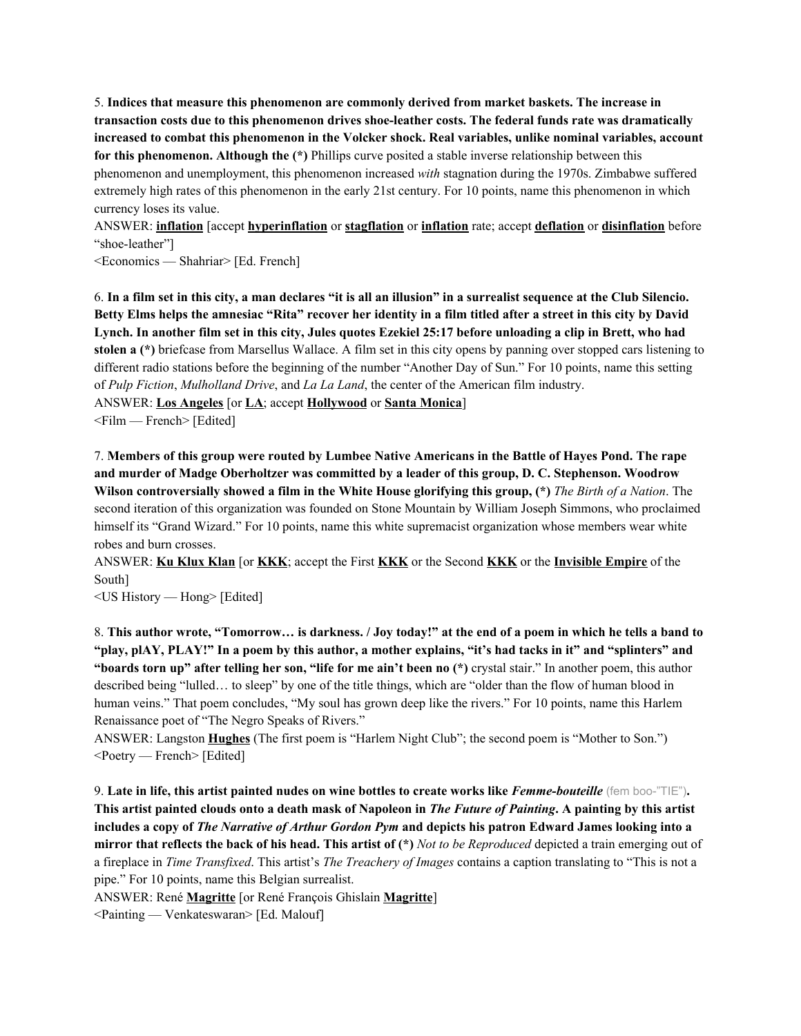5. **Indices that measure this phenomenon are commonly derived from market baskets. The increase in transaction costs due to this phenomenon drives shoe-leather costs. The federal funds rate was dramatically increased to combat this phenomenon in the Volcker shock. Real variables, unlike nominal variables, account for this phenomenon. Although the (*)** Phillips curve posited a stable inverse relationship between this phenomenon and unemployment, this phenomenon increased *with* stagnation during the 1970s. Zimbabwe suffered extremely high rates of this phenomenon in the early 21st century. For 10 points, name this phenomenon in which currency loses its value.

ANSWER: **inflation** [accept **hyperinflation** or **stagflation** or **inflation** rate; accept **deflation** or **disinflation** before "shoe-leather"]

<Economics — Shahriar> [Ed. French]

6. **In a film set in this city, a man declares "it is all an illusion" in a surrealist sequence at the Club Silencio. Betty Elms helps the amnesiac "Rita" recover her identity in a film titled after a street in this city by David Lynch. In another film set in this city, Jules quotes Ezekiel 25:17 before unloading a clip in Brett, who had stolen a (*)** briefcase from Marsellus Wallace. A film set in this city opens by panning over stopped cars listening to different radio stations before the beginning of the number "Another Day of Sun." For 10 points, name this setting of *Pulp Fiction*, *Mulholland Drive*, and *La La Land*, the center of the American film industry.

ANSWER: **Los Angeles** [or **LA**; accept **Hollywood** or **Santa Monica**]

<Film — French> [Edited]

7. **Members of this group were routed by Lumbee Native Americans in the Battle of Hayes Pond. The rape and murder of Madge Oberholtzer was committed by a leader of this group, D. C. Stephenson. Woodrow Wilson controversially showed a film in the White House glorifying this group, (*)** *The Birth of a Nation*. The second iteration of this organization was founded on Stone Mountain by William Joseph Simmons, who proclaimed himself its "Grand Wizard." For 10 points, name this white supremacist organization whose members wear white robes and burn crosses.

ANSWER: **Ku Klux Klan** [or **KKK**; accept the First **KKK** or the Second **KKK** or the **Invisible Empire** of the South]

<US History — Hong> [Edited]

8. **This author wrote, "Tomorrow… is darkness. / Joy today!" at the end of a poem in which he tells a band to "play, plAY, PLAY!" In a poem by this author, a mother explains, "it's had tacks in it" and "splinters" and "boards torn up" after telling her son, "life for me ain't been no (*)** crystal stair." In another poem, this author described being "lulled… to sleep" by one of the title things, which are "older than the flow of human blood in human veins." That poem concludes, "My soul has grown deep like the rivers." For 10 points, name this Harlem Renaissance poet of "The Negro Speaks of Rivers."

ANSWER: Langston **Hughes** (The first poem is "Harlem Night Club"; the second poem is "Mother to Son.")

<Poetry — French> [Edited]

9. **Late in life, this artist painted nudes on wine bottles to create works like *Femme-bouteille*** (fem boo-"TIE")**. This artist painted clouds onto a death mask of Napoleon in *The Future of Painting*. A painting by this artist includes a copy of *The Narrative of Arthur Gordon Pym* and depicts his patron Edward James looking into a mirror that reflects the back of his head. This artist of (*)** *Not to be Reproduced* depicted a train emerging out of a fireplace in *Time Transfixed*. This artist's *The Treachery of Images* contains a caption translating to "This is not a pipe." For 10 points, name this Belgian surrealist.

ANSWER: René **Magritte** [or René François Ghislain **Magritte**]

<Painting — Venkateswaran> [Ed. Malouf]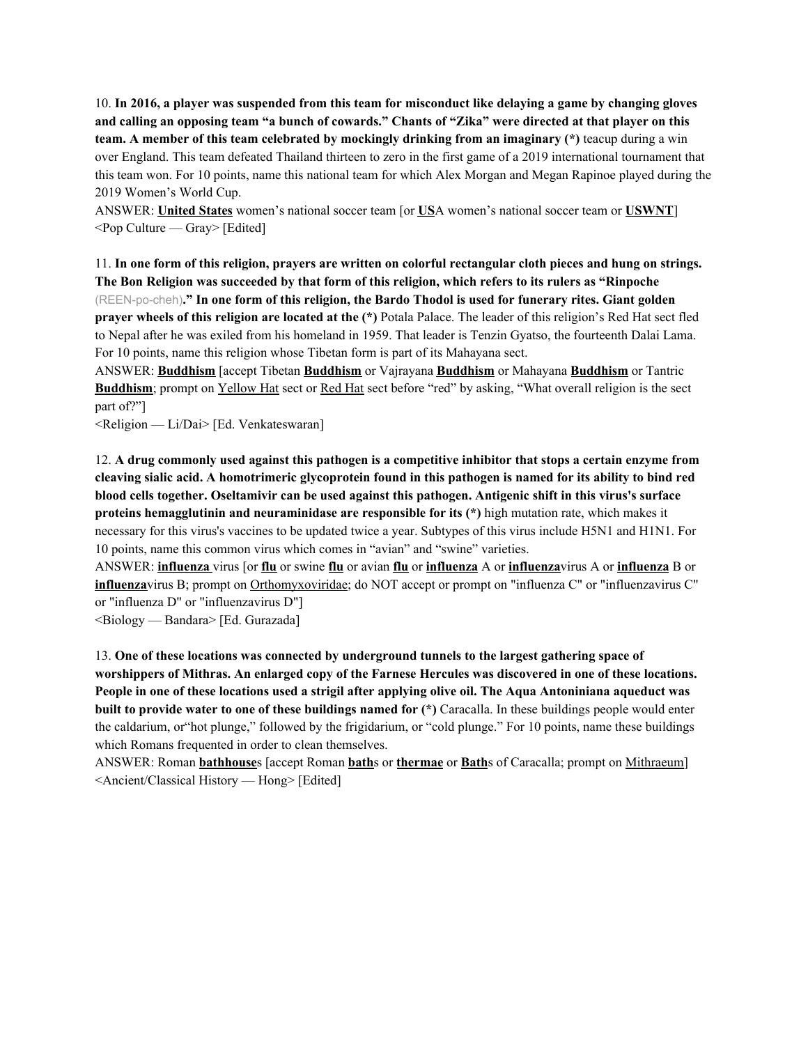10. **In 2016, a player was suspended from this team for misconduct like delaying a game by changing gloves and calling an opposing team "a bunch of cowards." Chants of "Zika" were directed at that player on this team. A member of this team celebrated by mockingly drinking from an imaginary (*)** teacup during a win over England. This team defeated Thailand thirteen to zero in the first game of a 2019 international tournament that this team won. For 10 points, name this national team for which Alex Morgan and Megan Rapinoe played during the 2019 Women's World Cup.

ANSWER: **United States** women's national soccer team [or **US**A women's national soccer team or **USWNT**]

<Pop Culture — Gray> [Edited]

11. **In one form of this religion, prayers are written on colorful rectangular cloth pieces and hung on strings. The Bon Religion was succeeded by that form of this religion, which refers to its rulers as "Rinpoche** (REEN-po-cheh)**." In one form of this religion, the Bardo Thodol is used for funerary rites. Giant golden prayer wheels of this religion are located at the (*)** Potala Palace. The leader of this religion's Red Hat sect fled to Nepal after he was exiled from his homeland in 1959. That leader is Tenzin Gyatso, the fourteenth Dalai Lama. For 10 points, name this religion whose Tibetan form is part of its Mahayana sect.

ANSWER: **Buddhism** [accept Tibetan **Buddhism** or Vajrayana **Buddhism** or Mahayana **Buddhism** or Tantric **Buddhism**; prompt on Yellow Hat sect or Red Hat sect before "red" by asking, "What overall religion is the sect part of?"]

<Religion — Li/Dai> [Ed. Venkateswaran]

12. **A drug commonly used against this pathogen is a competitive inhibitor that stops a certain enzyme from cleaving sialic acid. A homotrimeric glycoprotein found in this pathogen is named for its ability to bind red blood cells together. Oseltamivir can be used against this pathogen. Antigenic shift in this virus's surface proteins hemagglutinin and neuraminidase are responsible for its (*)** high mutation rate, which makes it necessary for this virus's vaccines to be updated twice a year. Subtypes of this virus include H5N1 and H1N1. For 10 points, name this common virus which comes in "avian" and "swine" varieties.

ANSWER: **influenza** virus [or **flu** or swine **flu** or avian **flu** or **influenza** A or **influenza**virus A or **influenza** B or **influenza**virus B; prompt on Orthomyxoviridae; do NOT accept or prompt on "influenza C" or "influenzavirus C" or "influenza D" or "influenzavirus D"]

<Biology — Bandara> [Ed. Gurazada]

13. **One of these locations was connected by underground tunnels to the largest gathering space of worshippers of Mithras. An enlarged copy of the Farnese Hercules was discovered in one of these locations. People in one of these locations used a strigil after applying olive oil. The Aqua Antoniniana aqueduct was built to provide water to one of these buildings named for (*)** Caracalla. In these buildings people would enter the caldarium, or"hot plunge," followed by the frigidarium, or "cold plunge." For 10 points, name these buildings which Romans frequented in order to clean themselves.

ANSWER: Roman **bathhouse**s [accept Roman **bath**s or **thermae** or **Bath**s of Caracalla; prompt on Mithraeum]

<Ancient/Classical History — Hong> [Edited]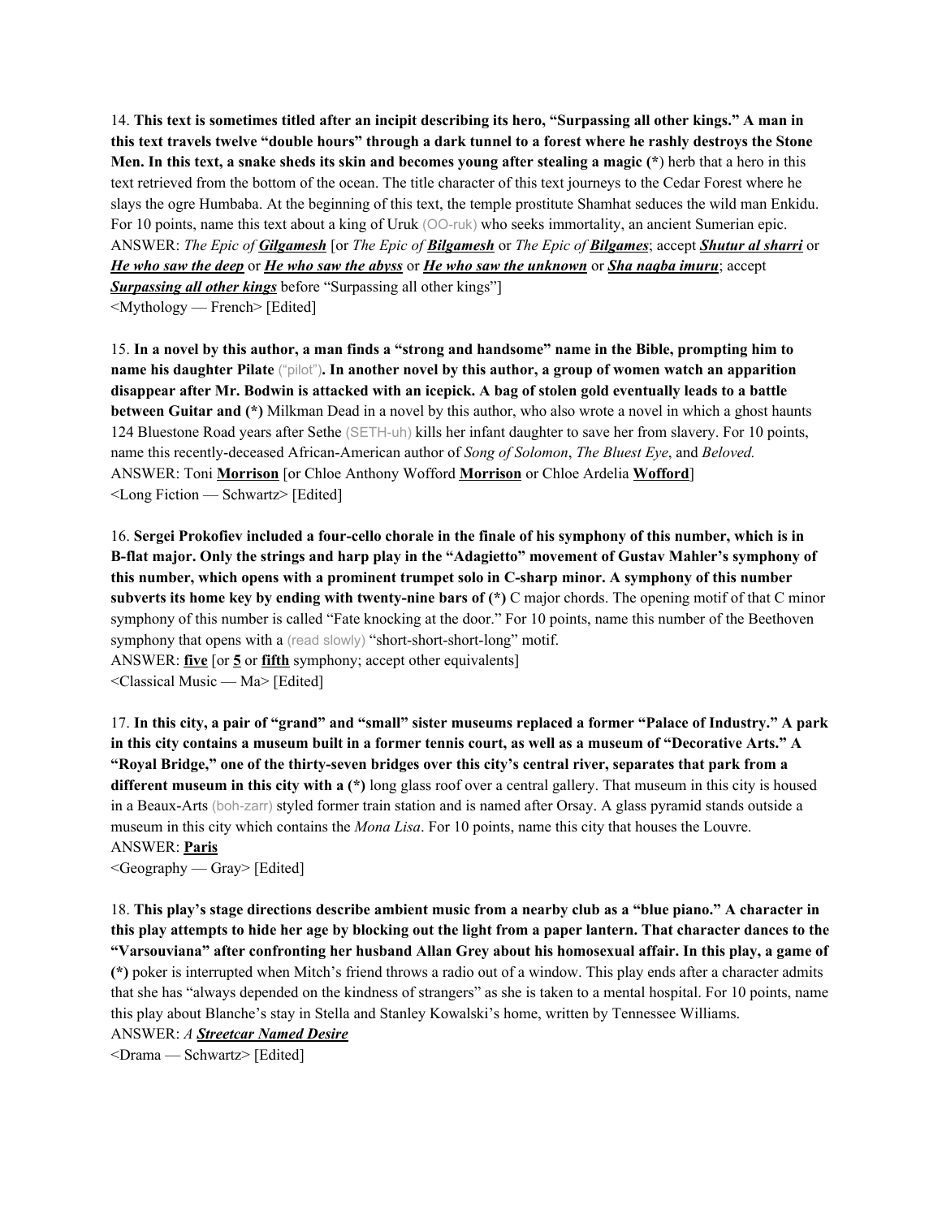14. **This text is sometimes titled after an incipit describing its hero, "Surpassing all other kings." A man in this text travels twelve "double hours" through a dark tunnel to a forest where he rashly destroys the Stone Men. In this text, a snake sheds its skin and becomes young after stealing a magic (*)** herb that a hero in this text retrieved from the bottom of the ocean. The title character of this text journeys to the Cedar Forest where he slays the ogre Humbaba. At the beginning of this text, the temple prostitute Shamhat seduces the wild man Enkidu. For 10 points, name this text about a king of Uruk (OO-ruk) who seeks immortality, an ancient Sumerian epic.
ANSWER: *The Epic of* ***Gilgamesh*** [or *The Epic of* ***Bilgamesh*** or *The Epic of* ***Bilgames***; accept ***Shutur al sharri*** or ***He who saw the deep*** or ***He who saw the abyss*** or ***He who saw the unknown*** or ***Sha naqba imuru***; accept ***Surpassing all other kings*** before "Surpassing all other kings"]
<Mythology — French> [Edited]

15. **In a novel by this author, a man finds a "strong and handsome" name in the Bible, prompting him to name his daughter Pilate** ("pilot")**. In another novel by this author, a group of women watch an apparition disappear after Mr. Bodwin is attacked with an icepick. A bag of stolen gold eventually leads to a battle between Guitar and (*)** Milkman Dead in a novel by this author, who also wrote a novel in which a ghost haunts 124 Bluestone Road years after Sethe (SETH-uh) kills her infant daughter to save her from slavery. For 10 points, name this recently-deceased African-American author of *Song of Solomon*, *The Bluest Eye*, and *Beloved.*
ANSWER: Toni **Morrison** [or Chloe Anthony Wofford **Morrison** or Chloe Ardelia **Wofford**]
<Long Fiction — Schwartz> [Edited]

16. **Sergei Prokofiev included a four-cello chorale in the finale of his symphony of this number, which is in B-flat major. Only the strings and harp play in the "Adagietto" movement of Gustav Mahler's symphony of this number, which opens with a prominent trumpet solo in C-sharp minor. A symphony of this number subverts its home key by ending with twenty-nine bars of (*)** C major chords. The opening motif of that C minor symphony of this number is called "Fate knocking at the door." For 10 points, name this number of the Beethoven symphony that opens with a (read slowly) "short-short-short-long" motif.
ANSWER: **five** [or **5** or **fifth** symphony; accept other equivalents]
<Classical Music — Ma> [Edited]

17. **In this city, a pair of "grand" and "small" sister museums replaced a former "Palace of Industry." A park in this city contains a museum built in a former tennis court, as well as a museum of "Decorative Arts." A "Royal Bridge," one of the thirty-seven bridges over this city's central river, separates that park from a different museum in this city with a (*)** long glass roof over a central gallery. That museum in this city is housed in a Beaux-Arts (boh-zarr) styled former train station and is named after Orsay. A glass pyramid stands outside a museum in this city which contains the *Mona Lisa*. For 10 points, name this city that houses the Louvre.
ANSWER: **Paris**
<Geography — Gray> [Edited]

18. **This play's stage directions describe ambient music from a nearby club as a "blue piano." A character in this play attempts to hide her age by blocking out the light from a paper lantern. That character dances to the "Varsouviana" after confronting her husband Allan Grey about his homosexual affair. In this play, a game of (*)** poker is interrupted when Mitch's friend throws a radio out of a window. This play ends after a character admits that she has "always depended on the kindness of strangers" as she is taken to a mental hospital. For 10 points, name this play about Blanche's stay in Stella and Stanley Kowalski's home, written by Tennessee Williams.
ANSWER: ***A Streetcar Named Desire***
<Drama — Schwartz> [Edited]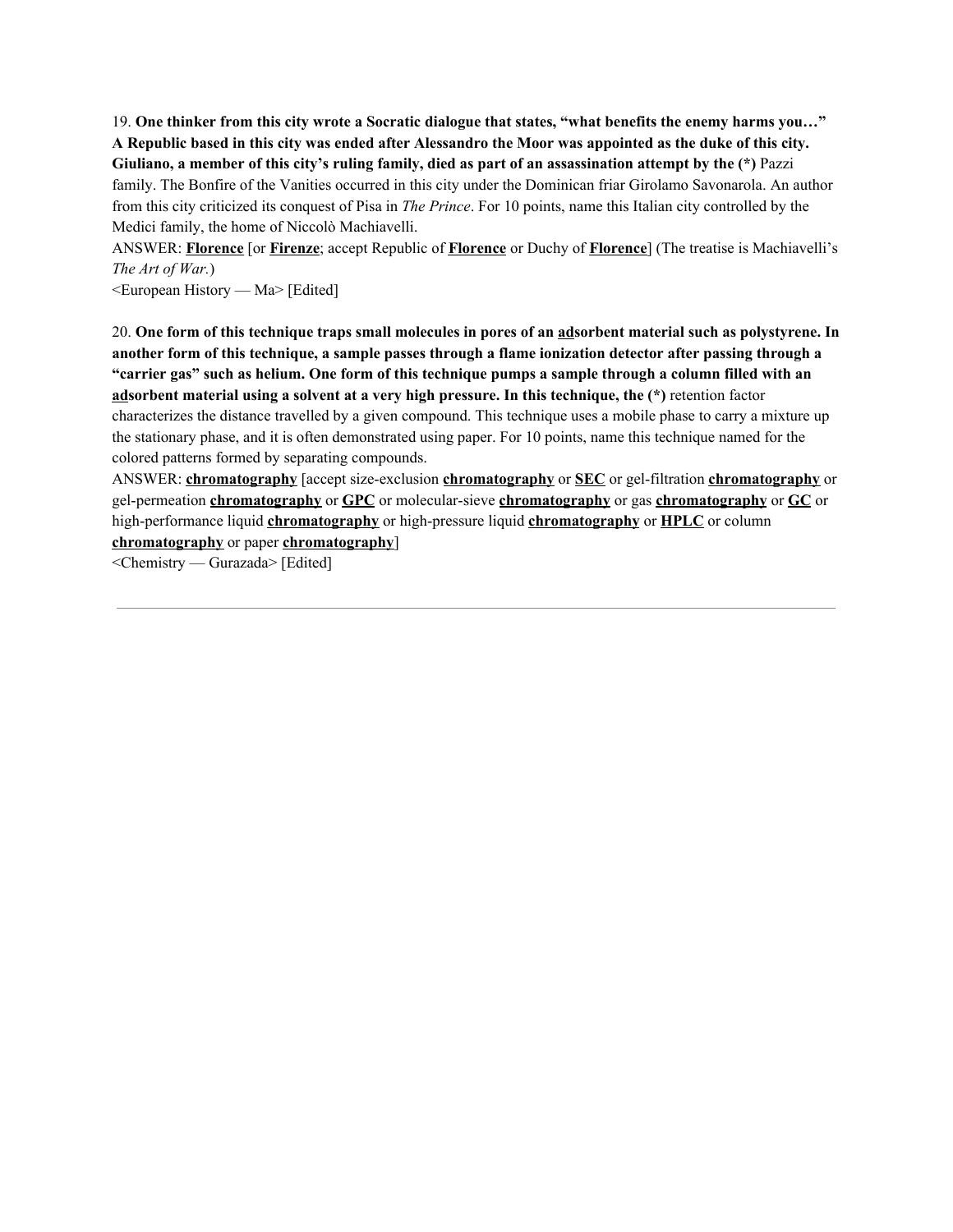19. **One thinker from this city wrote a Socratic dialogue that states, "what benefits the enemy harms you…" A Republic based in this city was ended after Alessandro the Moor was appointed as the duke of this city. Giuliano, a member of this city's ruling family, died as part of an assassination attempt by the (*)** Pazzi family. The Bonfire of the Vanities occurred in this city under the Dominican friar Girolamo Savonarola. An author from this city criticized its conquest of Pisa in *The Prince*. For 10 points, name this Italian city controlled by the Medici family, the home of Niccolò Machiavelli.

ANSWER: **<u>Florence</u>** [or **<u>Firenze</u>**; accept Republic of **<u>Florence</u>** or Duchy of **<u>Florence</u>**] (The treatise is Machiavelli's *The Art of War.*)

<European History — Ma> [Edited]

20. **One form of this technique traps small molecules in pores of an <u>ad</u>sorbent material such as polystyrene. In another form of this technique, a sample passes through a flame ionization detector after passing through a "carrier gas" such as helium. One form of this technique pumps a sample through a column filled with an <u>ad</u>sorbent material using a solvent at a very high pressure. In this technique, the (*)** retention factor characterizes the distance travelled by a given compound. This technique uses a mobile phase to carry a mixture up the stationary phase, and it is often demonstrated using paper. For 10 points, name this technique named for the colored patterns formed by separating compounds.

ANSWER: **<u>chromatography</u>** [accept size-exclusion **<u>chromatography</u>** or **<u>SEC</u>** or gel-filtration **<u>chromatography</u>** or gel-permeation **<u>chromatography</u>** or **<u>GPC</u>** or molecular-sieve **<u>chromatography</u>** or gas **<u>chromatography</u>** or **<u>GC</u>** or high-performance liquid **<u>chromatography</u>** or high-pressure liquid **<u>chromatography</u>** or **<u>HPLC</u>** or column **<u>chromatography</u>** or paper **<u>chromatography</u>**]

<Chemistry — Gurazada> [Edited]

---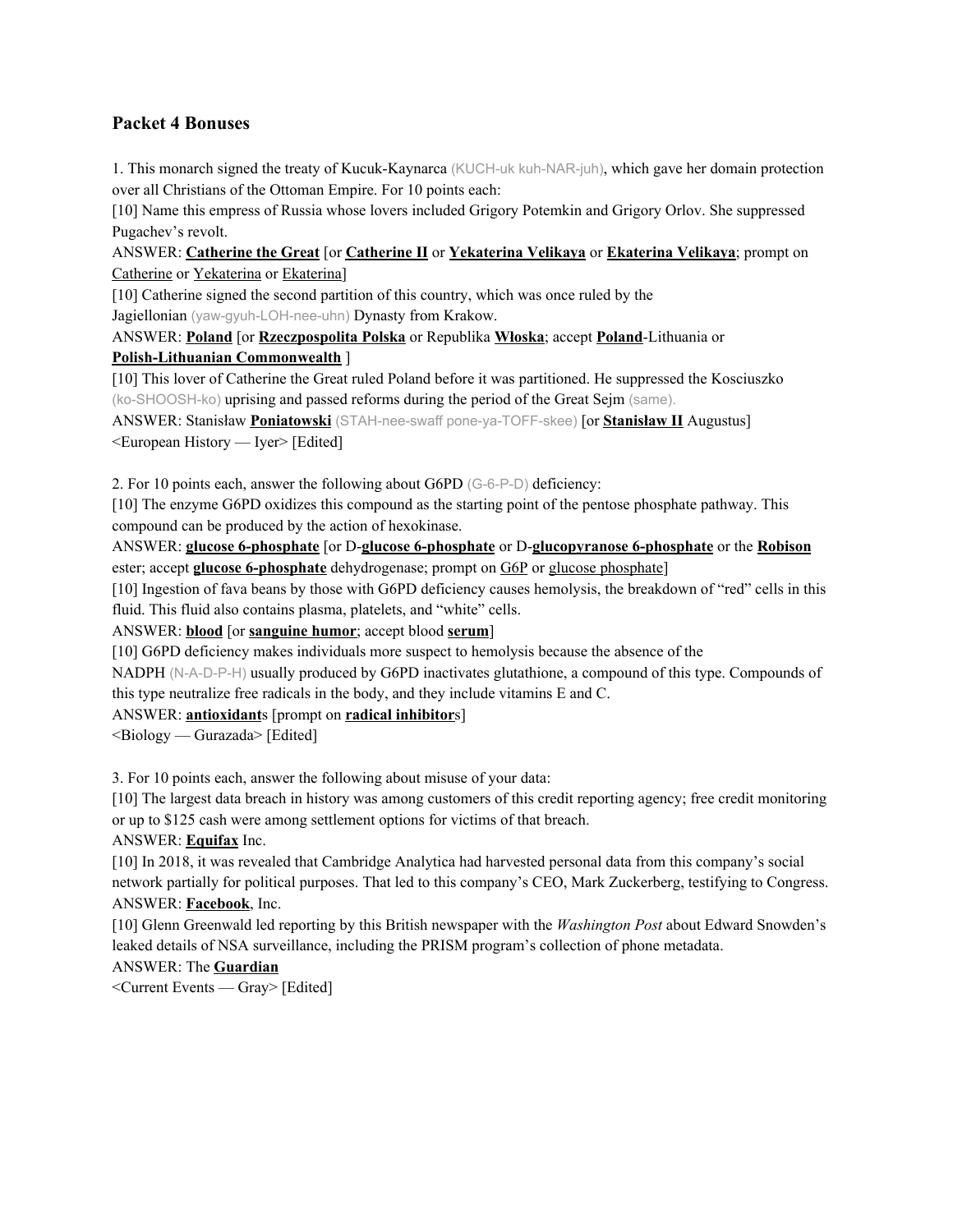## Packet 4 Bonuses

1. This monarch signed the treaty of Kucuk-Kaynarca (KUCH-uk kuh-NAR-juh), which gave her domain protection over all Christians of the Ottoman Empire. For 10 points each:

[10] Name this empress of Russia whose lovers included Grigory Potemkin and Grigory Orlov. She suppressed Pugachev's revolt.

ANSWER: **Catherine the Great** [or **Catherine II** or **Yekaterina Velikaya** or **Ekaterina Velikaya**; prompt on Catherine or Yekaterina or Ekaterina]

[10] Catherine signed the second partition of this country, which was once ruled by the Jagiellonian (yaw-gyuh-LOH-nee-uhn) Dynasty from Krakow.

ANSWER: **Poland** [or **Rzeczpospolita Polska** or Republika **Włoska**; accept **Poland**-Lithuania or **Polish-Lithuanian Commonwealth** ]

[10] This lover of Catherine the Great ruled Poland before it was partitioned. He suppressed the Kosciuszko (ko-SHOOSH-ko) uprising and passed reforms during the period of the Great Sejm (same).

ANSWER: Stanisław **Poniatowski** (STAH-nee-swaff pone-ya-TOFF-skee) [or **Stanisław II** Augustus]

<European History — Iyer> [Edited]

2. For 10 points each, answer the following about G6PD (G-6-P-D) deficiency:

[10] The enzyme G6PD oxidizes this compound as the starting point of the pentose phosphate pathway. This compound can be produced by the action of hexokinase.

ANSWER: **glucose 6-phosphate** [or D-**glucose 6-phosphate** or D-**glucopyranose 6-phosphate** or the **Robison** ester; accept **glucose 6-phosphate** dehydrogenase; prompt on G6P or glucose phosphate]

[10] Ingestion of fava beans by those with G6PD deficiency causes hemolysis, the breakdown of "red" cells in this fluid. This fluid also contains plasma, platelets, and "white" cells.

ANSWER: **blood** [or **sanguine humor**; accept blood **serum**]

[10] G6PD deficiency makes individuals more suspect to hemolysis because the absence of the NADPH (N-A-D-P-H) usually produced by G6PD inactivates glutathione, a compound of this type. Compounds of this type neutralize free radicals in the body, and they include vitamins E and C.

ANSWER: **antioxidant**s [prompt on **radical inhibitor**s]

<Biology — Gurazada> [Edited]

3. For 10 points each, answer the following about misuse of your data:

[10] The largest data breach in history was among customers of this credit reporting agency; free credit monitoring or up to $125 cash were among settlement options for victims of that breach.

ANSWER: **Equifax** Inc.

[10] In 2018, it was revealed that Cambridge Analytica had harvested personal data from this company's social network partially for political purposes. That led to this company's CEO, Mark Zuckerberg, testifying to Congress.

ANSWER: **Facebook**, Inc.

[10] Glenn Greenwald led reporting by this British newspaper with the *Washington Post* about Edward Snowden's leaked details of NSA surveillance, including the PRISM program's collection of phone metadata.

ANSWER: The **Guardian**

<Current Events — Gray> [Edited]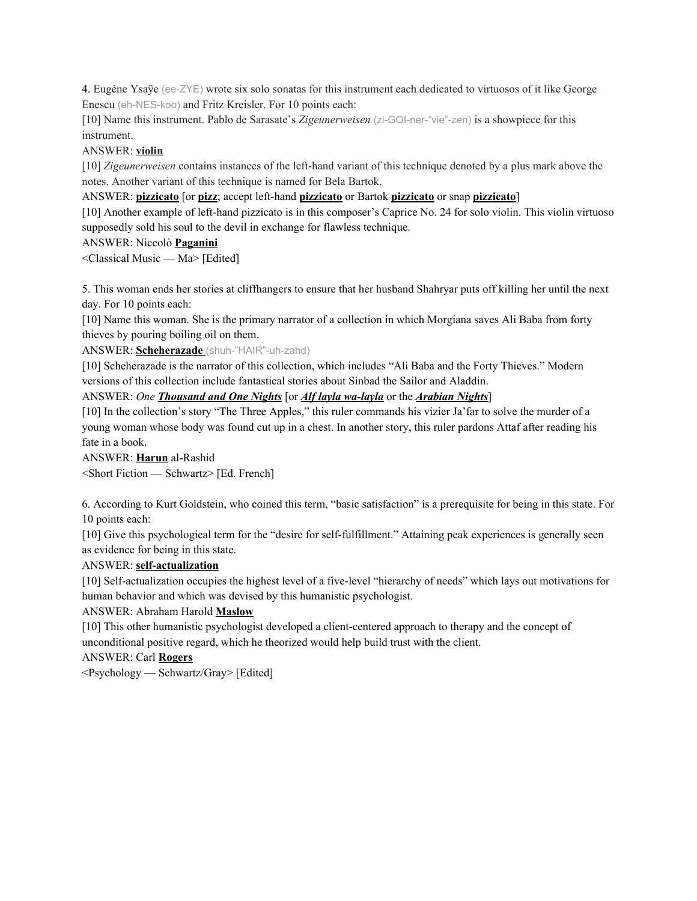4. Eugène Ysaÿe (ee-ZYE) wrote six solo sonatas for this instrument each dedicated to virtuosos of it like George Enescu (eh-NES-koo) and Fritz Kreisler. For 10 points each:

[10] Name this instrument. Pablo de Sarasate's *Zigeunerweisen* (zi-GOI-ner-"vie"-zen) is a showpiece for this instrument.

ANSWER: **violin**

[10] *Zigeunerweisen* contains instances of the left-hand variant of this technique denoted by a plus mark above the notes. Another variant of this technique is named for Bela Bartok.

ANSWER: **pizzicato** [or **pizz**; accept left-hand **pizzicato** or Bartok **pizzicato** or snap **pizzicato**]

[10] Another example of left-hand pizzicato is in this composer's Caprice No. 24 for solo violin. This violin virtuoso supposedly sold his soul to the devil in exchange for flawless technique.

ANSWER: Niccolò **Paganini**

<Classical Music — Ma> [Edited]

5. This woman ends her stories at cliffhangers to ensure that her husband Shahryar puts off killing her until the next day. For 10 points each:

[10] Name this woman. She is the primary narrator of a collection in which Morgiana saves Ali Baba from forty thieves by pouring boiling oil on them.

ANSWER: **Scheherazade** (shuh-"HAIR"-uh-zahd)

[10] Scheherazade is the narrator of this collection, which includes "Ali Baba and the Forty Thieves." Modern versions of this collection include fantastical stories about Sinbad the Sailor and Aladdin.

ANSWER: *One **Thousand and One Nights*** [or ***Alf layla wa-layla*** or the ***Arabian Nights***]

[10] In the collection's story "The Three Apples," this ruler commands his vizier Ja'far to solve the murder of a young woman whose body was found cut up in a chest. In another story, this ruler pardons Attaf after reading his fate in a book.

ANSWER: **Harun** al-Rashid

<Short Fiction — Schwartz> [Ed. French]

6. According to Kurt Goldstein, who coined this term, "basic satisfaction" is a prerequisite for being in this state. For 10 points each:

[10] Give this psychological term for the "desire for self-fulfillment." Attaining peak experiences is generally seen as evidence for being in this state.

ANSWER: **self-actualization**

[10] Self-actualization occupies the highest level of a five-level "hierarchy of needs" which lays out motivations for human behavior and which was devised by this humanistic psychologist.

ANSWER: Abraham Harold **Maslow**

[10] This other humanistic psychologist developed a client-centered approach to therapy and the concept of unconditional positive regard, which he theorized would help build trust with the client.

ANSWER: Carl **Rogers**

<Psychology — Schwartz/Gray> [Edited]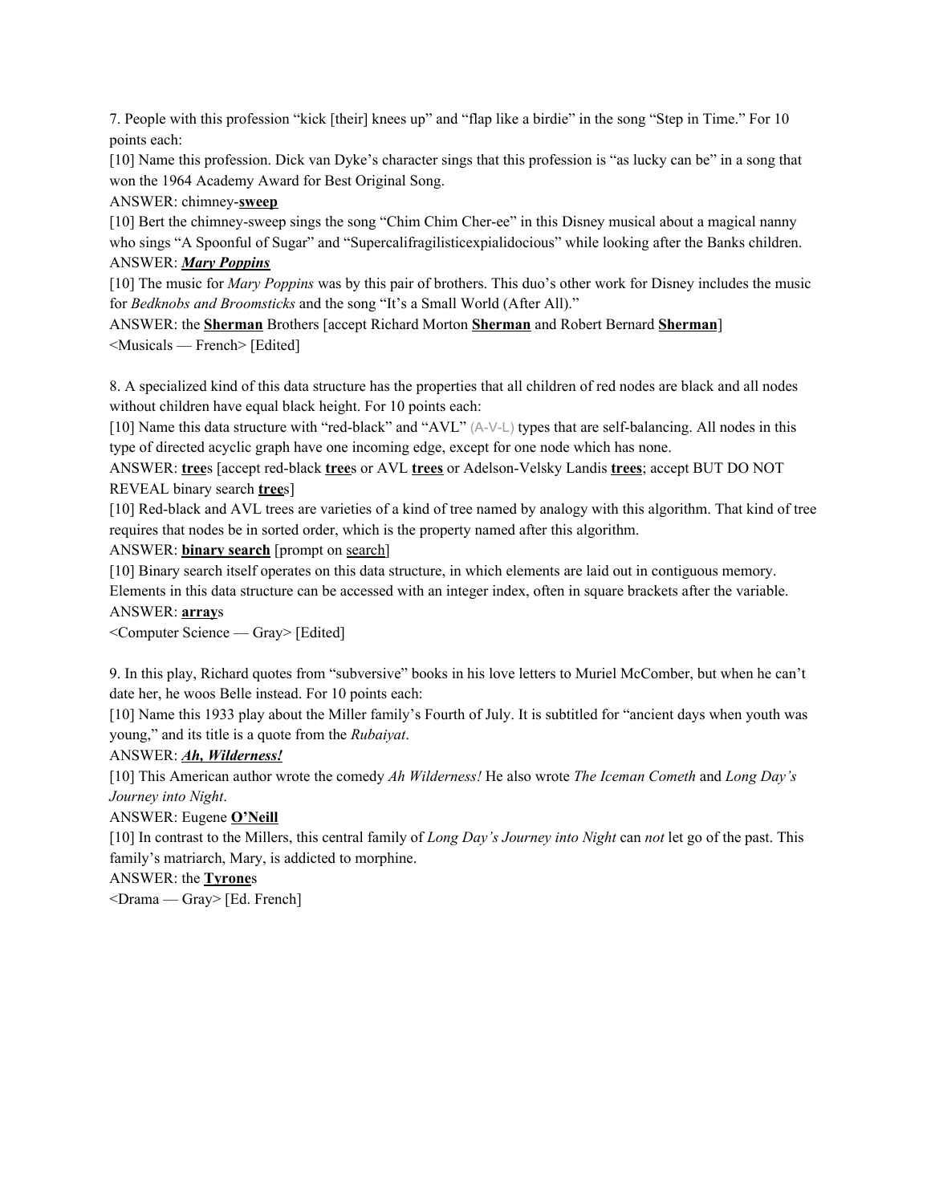7. People with this profession “kick [their] knees up” and “flap like a birdie” in the song “Step in Time.” For 10 points each:

[10] Name this profession. Dick van Dyke’s character sings that this profession is “as lucky can be” in a song that won the 1964 Academy Award for Best Original Song.

ANSWER: chimney-**sweep**

[10] Bert the chimney-sweep sings the song “Chim Chim Cher-ee” in this Disney musical about a magical nanny who sings “A Spoonful of Sugar” and “Supercalifragilisticexpialidocious” while looking after the Banks children.

ANSWER: ***Mary Poppins***

[10] The music for *Mary Poppins* was by this pair of brothers. This duo’s other work for Disney includes the music for *Bedknobs and Broomsticks* and the song “It’s a Small World (After All).”

ANSWER: the **Sherman** Brothers [accept Richard Morton **Sherman** and Robert Bernard **Sherman**]

<Musicals — French> [Edited]

8. A specialized kind of this data structure has the properties that all children of red nodes are black and all nodes without children have equal black height. For 10 points each:

[10] Name this data structure with “red-black” and “AVL” (A-V-L) types that are self-balancing. All nodes in this type of directed acyclic graph have one incoming edge, except for one node which has none.

ANSWER: **tree**s [accept red-black **tree**s or AVL **trees** or Adelson-Velsky Landis **trees**; accept BUT DO NOT REVEAL binary search **tree**s]

[10] Red-black and AVL trees are varieties of a kind of tree named by analogy with this algorithm. That kind of tree requires that nodes be in sorted order, which is the property named after this algorithm.

ANSWER: **binary search** [prompt on search]

[10] Binary search itself operates on this data structure, in which elements are laid out in contiguous memory. Elements in this data structure can be accessed with an integer index, often in square brackets after the variable.

ANSWER: **array**s

<Computer Science — Gray> [Edited]

9. In this play, Richard quotes from “subversive” books in his love letters to Muriel McComber, but when he can’t date her, he woos Belle instead. For 10 points each:

[10] Name this 1933 play about the Miller family’s Fourth of July. It is subtitled for “ancient days when youth was young,” and its title is a quote from the *Rubaiyat*.

ANSWER: ***Ah, Wilderness!***

[10] This American author wrote the comedy *Ah Wilderness!* He also wrote *The Iceman Cometh* and *Long Day’s Journey into Night*.

ANSWER: Eugene **O’Neill**

[10] In contrast to the Millers, this central family of *Long Day’s Journey into Night* can *not* let go of the past. This family’s matriarch, Mary, is addicted to morphine.

ANSWER: the **Tyrone**s

<Drama — Gray> [Ed. French]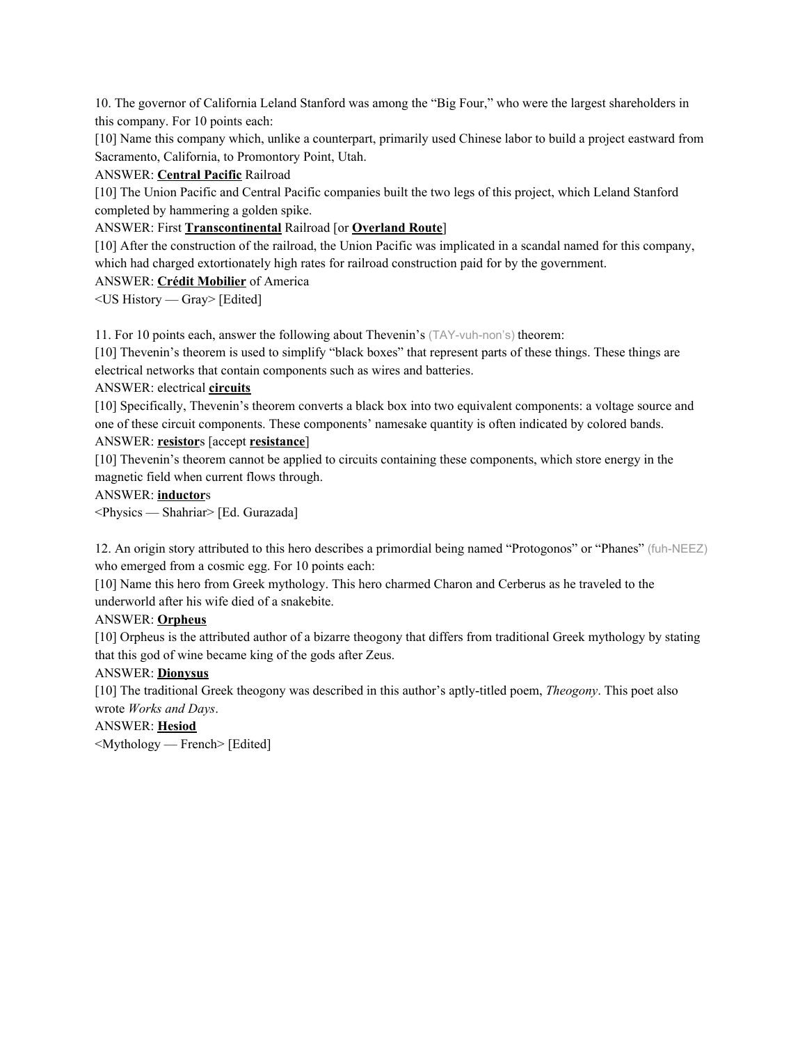10. The governor of California Leland Stanford was among the “Big Four,” who were the largest shareholders in this company. For 10 points each:

[10] Name this company which, unlike a counterpart, primarily used Chinese labor to build a project eastward from Sacramento, California, to Promontory Point, Utah.

ANSWER: <u>**Central Pacific**</u> Railroad

[10] The Union Pacific and Central Pacific companies built the two legs of this project, which Leland Stanford completed by hammering a golden spike.

ANSWER: First <u>**Transcontinental**</u> Railroad [or <u>**Overland Route**</u>]

[10] After the construction of the railroad, the Union Pacific was implicated in a scandal named for this company, which had charged extortionately high rates for railroad construction paid for by the government.

ANSWER: <u>**Crédit Mobilier**</u> of America

<US History — Gray> [Edited]

11. For 10 points each, answer the following about Thevenin’s (TAY-vuh-non’s) theorem:

[10] Thevenin’s theorem is used to simplify “black boxes” that represent parts of these things. These things are electrical networks that contain components such as wires and batteries.

ANSWER: electrical <u>**circuits**</u>

[10] Specifically, Thevenin’s theorem converts a black box into two equivalent components: a voltage source and one of these circuit components. These components’ namesake quantity is often indicated by colored bands.

ANSWER: <u>**resistor**</u>s [accept <u>**resistance**</u>]

[10] Thevenin’s theorem cannot be applied to circuits containing these components, which store energy in the magnetic field when current flows through.

ANSWER: <u>**inductor**</u>s

<Physics — Shahriar> [Ed. Gurazada]

12. An origin story attributed to this hero describes a primordial being named “Protogonos” or “Phanes” (fuh-NEEZ) who emerged from a cosmic egg. For 10 points each:

[10] Name this hero from Greek mythology. This hero charmed Charon and Cerberus as he traveled to the underworld after his wife died of a snakebite.

ANSWER: <u>**Orpheus**</u>

[10] Orpheus is the attributed author of a bizarre theogony that differs from traditional Greek mythology by stating that this god of wine became king of the gods after Zeus.

ANSWER: <u>**Dionysus**</u>

[10] The traditional Greek theogony was described in this author’s aptly-titled poem, *Theogony*. This poet also wrote *Works and Days*.

ANSWER: <u>**Hesiod**</u>

<Mythology — French> [Edited]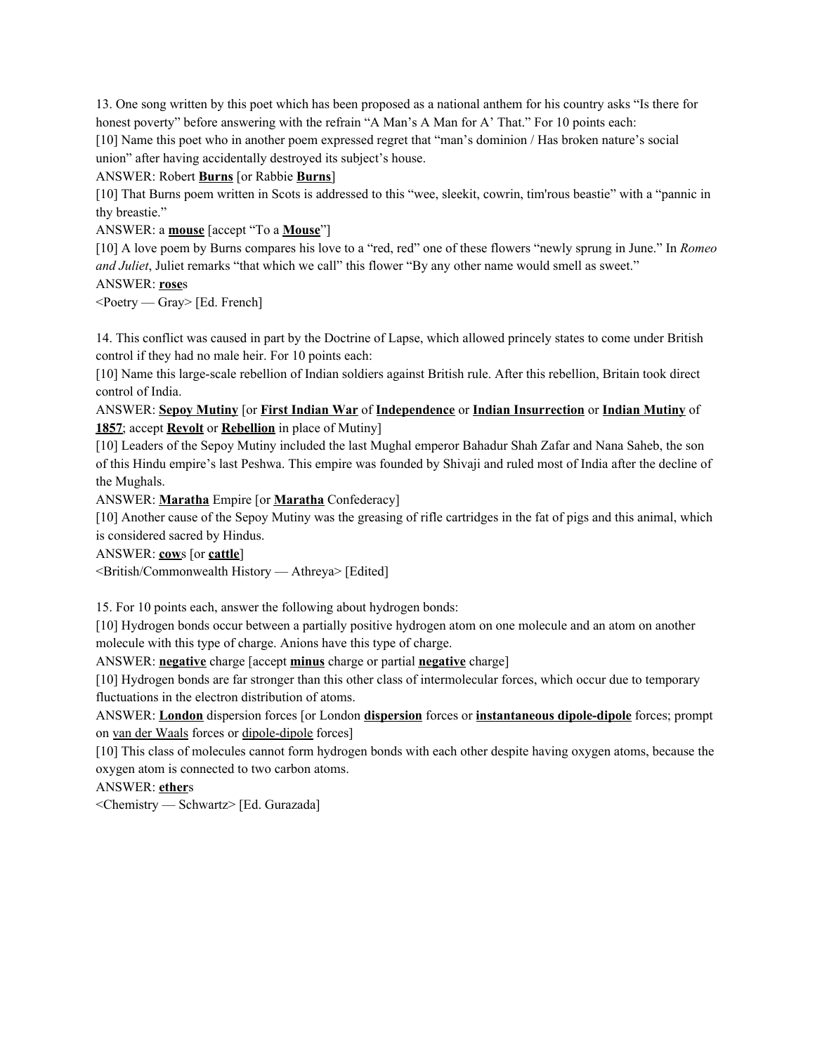13. One song written by this poet which has been proposed as a national anthem for his country asks "Is there for honest poverty" before answering with the refrain "A Man's A Man for A' That." For 10 points each:

[10] Name this poet who in another poem expressed regret that "man's dominion / Has broken nature's social union" after having accidentally destroyed its subject's house.

ANSWER: Robert **Burns** [or Rabbie **Burns**]

[10] That Burns poem written in Scots is addressed to this "wee, sleekit, cowrin, tim'rous beastie" with a "pannic in thy breastie."

ANSWER: a **mouse** [accept "To a **Mouse**"]

[10] A love poem by Burns compares his love to a "red, red" one of these flowers "newly sprung in June." In *Romeo and Juliet*, Juliet remarks "that which we call" this flower "By any other name would smell as sweet."

ANSWER: **rose**s

<Poetry — Gray> [Ed. French]

14. This conflict was caused in part by the Doctrine of Lapse, which allowed princely states to come under British control if they had no male heir. For 10 points each:

[10] Name this large-scale rebellion of Indian soldiers against British rule. After this rebellion, Britain took direct control of India.

ANSWER: **Sepoy Mutiny** [or **First Indian War** of **Independence** or **Indian Insurrection** or **Indian Mutiny** of **1857**; accept **Revolt** or **Rebellion** in place of Mutiny]

[10] Leaders of the Sepoy Mutiny included the last Mughal emperor Bahadur Shah Zafar and Nana Saheb, the son of this Hindu empire's last Peshwa. This empire was founded by Shivaji and ruled most of India after the decline of the Mughals.

ANSWER: **Maratha** Empire [or **Maratha** Confederacy]

[10] Another cause of the Sepoy Mutiny was the greasing of rifle cartridges in the fat of pigs and this animal, which is considered sacred by Hindus.

ANSWER: **cow**s [or **cattle**]

<British/Commonwealth History — Athreya> [Edited]

15. For 10 points each, answer the following about hydrogen bonds:

[10] Hydrogen bonds occur between a partially positive hydrogen atom on one molecule and an atom on another molecule with this type of charge. Anions have this type of charge.

ANSWER: **negative** charge [accept **minus** charge or partial **negative** charge]

[10] Hydrogen bonds are far stronger than this other class of intermolecular forces, which occur due to temporary fluctuations in the electron distribution of atoms.

ANSWER: **London** dispersion forces [or London **dispersion** forces or **instantaneous dipole-dipole** forces; prompt on van der Waals forces or dipole-dipole forces]

[10] This class of molecules cannot form hydrogen bonds with each other despite having oxygen atoms, because the oxygen atom is connected to two carbon atoms.

ANSWER: **ether**s

<Chemistry — Schwartz> [Ed. Gurazada]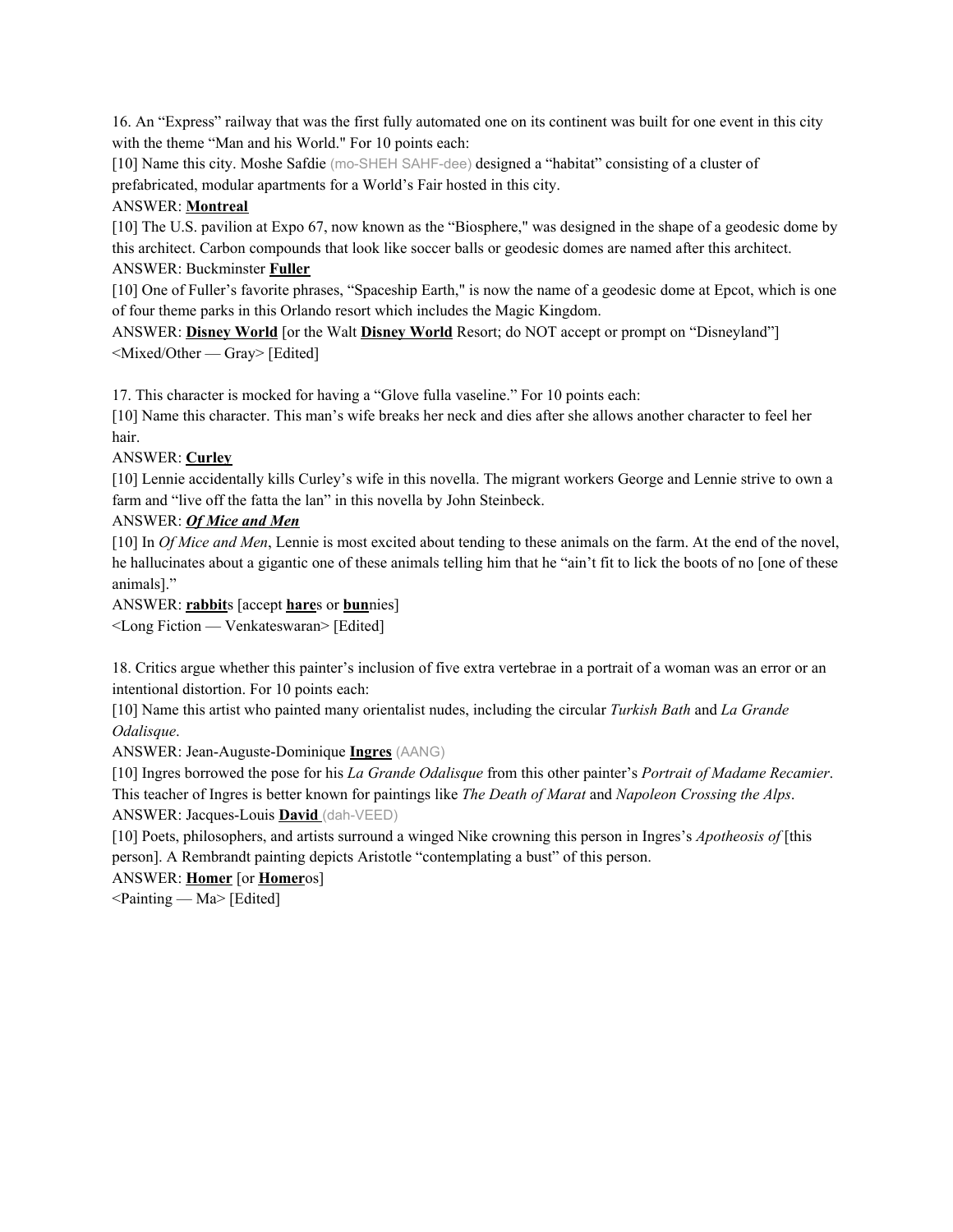16. An "Express" railway that was the first fully automated one on its continent was built for one event in this city with the theme "Man and his World." For 10 points each:

[10] Name this city. Moshe Safdie (mo-SHEH SAHF-dee) designed a "habitat" consisting of a cluster of prefabricated, modular apartments for a World's Fair hosted in this city.

ANSWER: **<u>Montreal</u>**

[10] The U.S. pavilion at Expo 67, now known as the "Biosphere," was designed in the shape of a geodesic dome by this architect. Carbon compounds that look like soccer balls or geodesic domes are named after this architect.

ANSWER: Buckminster **<u>Fuller</u>**

[10] One of Fuller's favorite phrases, "Spaceship Earth," is now the name of a geodesic dome at Epcot, which is one of four theme parks in this Orlando resort which includes the Magic Kingdom.

ANSWER: **<u>Disney World</u>** [or the Walt **<u>Disney World</u>** Resort; do NOT accept or prompt on "Disneyland"]

<Mixed/Other — Gray> [Edited]

17. This character is mocked for having a "Glove fulla vaseline." For 10 points each:

[10] Name this character. This man's wife breaks her neck and dies after she allows another character to feel her hair.

ANSWER: **<u>Curley</u>**

[10] Lennie accidentally kills Curley's wife in this novella. The migrant workers George and Lennie strive to own a farm and "live off the fatta the lan" in this novella by John Steinbeck.

ANSWER: ***<u>Of Mice and Men</u>***

[10] In *Of Mice and Men*, Lennie is most excited about tending to these animals on the farm. At the end of the novel, he hallucinates about a gigantic one of these animals telling him that he "ain't fit to lick the boots of no [one of these animals]."

ANSWER: **<u>rabbit</u>**s [accept **<u>hare</u>**s or **<u>bun</u>**nies]

<Long Fiction — Venkateswaran> [Edited]

18. Critics argue whether this painter's inclusion of five extra vertebrae in a portrait of a woman was an error or an intentional distortion. For 10 points each:

[10] Name this artist who painted many orientalist nudes, including the circular *Turkish Bath* and *La Grande Odalisque*.

ANSWER: Jean-Auguste-Dominique **<u>Ingres</u>** (AANG)

[10] Ingres borrowed the pose for his *La Grande Odalisque* from this other painter's *Portrait of Madame Recamier*. This teacher of Ingres is better known for paintings like *The Death of Marat* and *Napoleon Crossing the Alps*.

ANSWER: Jacques-Louis **<u>David</u>** (dah-VEED)

[10] Poets, philosophers, and artists surround a winged Nike crowning this person in Ingres's *Apotheosis of* [this person]. A Rembrandt painting depicts Aristotle "contemplating a bust" of this person.

ANSWER: **<u>Homer</u>** [or **<u>Homer</u>**os]

<Painting — Ma> [Edited]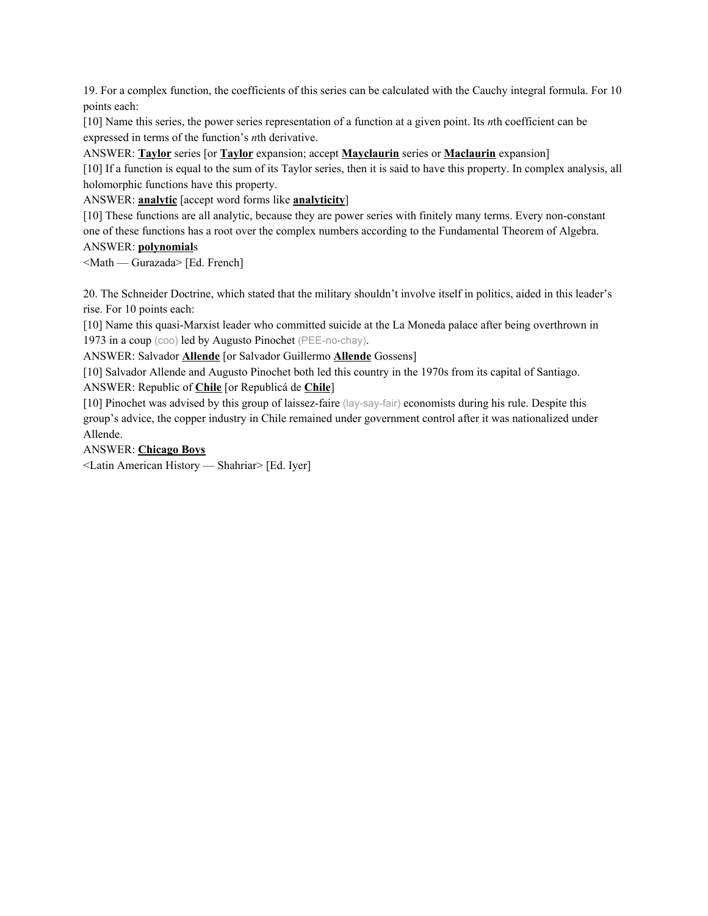19. For a complex function, the coefficients of this series can be calculated with the Cauchy integral formula. For 10 points each:

[10] Name this series, the power series representation of a function at a given point. Its *n*th coefficient can be expressed in terms of the function's *n*th derivative.

ANSWER: **<u>Taylor</u>** series [or **<u>Taylor</u>** expansion; accept **<u>Mayclaurin</u>** series or **<u>Maclaurin</u>** expansion]

[10] If a function is equal to the sum of its Taylor series, then it is said to have this property. In complex analysis, all holomorphic functions have this property.

ANSWER: **<u>analytic</u>** [accept word forms like **<u>analyticity</u>**]

[10] These functions are all analytic, because they are power series with finitely many terms. Every non-constant one of these functions has a root over the complex numbers according to the Fundamental Theorem of Algebra.

ANSWER: **<u>polynomial</u>**s

<Math — Gurazada> [Ed. French]

20. The Schneider Doctrine, which stated that the military shouldn't involve itself in politics, aided in this leader's rise. For 10 points each:

[10] Name this quasi-Marxist leader who committed suicide at the La Moneda palace after being overthrown in 1973 in a coup (coo) led by Augusto Pinochet (PEE-no-chay).

ANSWER: Salvador **<u>Allende</u>** [or Salvador Guillermo **<u>Allende</u>** Gossens]

[10] Salvador Allende and Augusto Pinochet both led this country in the 1970s from its capital of Santiago.

ANSWER: Republic of **<u>Chile</u>** [or Republicá de **<u>Chile</u>**]

[10] Pinochet was advised by this group of laissez-faire (lay-say-fair) economists during his rule. Despite this group's advice, the copper industry in Chile remained under government control after it was nationalized under Allende.

ANSWER: **<u>Chicago Boys</u>**

<Latin American History — Shahriar> [Ed. Iyer]